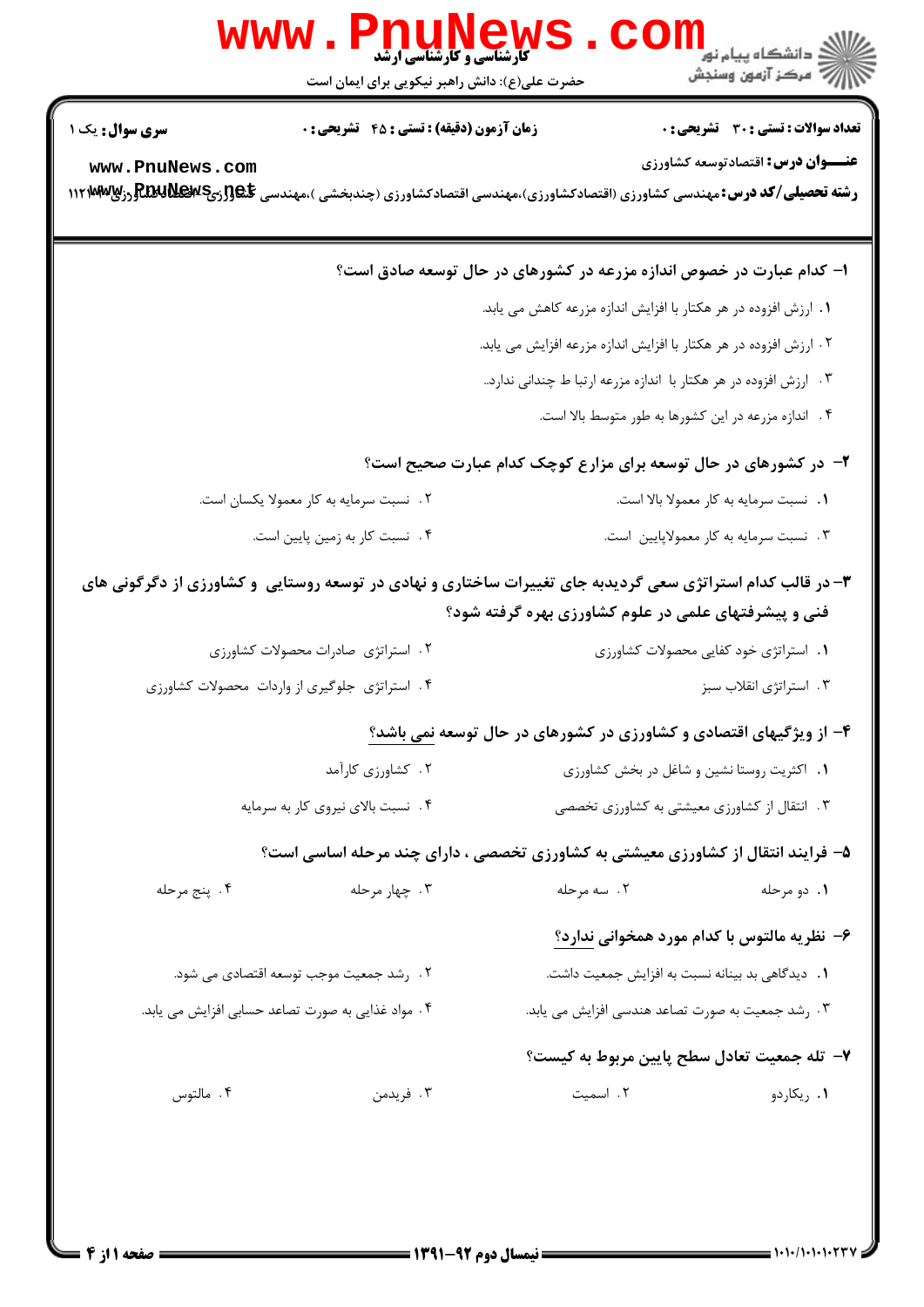کارشناسی و کارشناسی ارشد

حضرت علی(ع): دانش راهبر نیکویی برای ایمان است

**سری سوال:** یک ۱

**زمان آزمون (دقیقه) : تستی : ۴۵ تشریحی : ۰**

**تعداد سوالات : تستی : ۳۰ تشریحی : ۰**

**عنـــوان درس :** اقتصادتوسعه کشاورزی

**رشته تحصیلی/کد درس :** مهندسی کشاورزی (اقتصادکشاورزی)،مهندسی اقتصادکشاورزی (چندبخشی )،مهندسی کشاورزی-اقتصادکشاورزی ۱۱۲۱۰۳۷

**۱- کدام عبارت در خصوص اندازه مزرعه در کشورهای در حال توسعه صادق است؟**

۱. ارزش افزوده در هر هکتار با افزایش اندازه مزرعه کاهش می یابد.

۲. ارزش افزوده در هر هکتار با افزایش اندازه مزرعه افزایش می یابد.

۳. ارزش افزوده در هر هکتار با اندازه مزرعه ارتبا ط چندانی ندارد.

۴. اندازه مزرعه در این کشورها به طور متوسط بالا است.

**۲- در کشورهای در حال توسعه برای مزارع کوچک کدام عبارت صحیح است؟**

۱. نسبت سرمایه به کار معمولا بالا است.

۲. نسبت سرمایه به کار معمولا یکسان است.

۳. نسبت سرمایه به کار معمولاپایین است.

۴. نسبت کار به زمین پایین است.

**۳- در قالب کدام استراتژی سعی گردیدبه جای تغییرات ساختاری و نهادی در توسعه روستایی و کشاورزی از دگرگونی های فنی و پیشرفتهای علمی در علوم کشاورزی بهره گرفته شود؟**

۱. استراتژی خود کفایی محصولات کشاورزی

۲. استراتژی صادرات محصولات کشاورزی

۳. استراتژی انقلاب سبز

۴. استراتژی جلوگیری از واردات محصولات کشاورزی

**۴- از ویژگیهای اقتصادی و کشاورزی در کشورهای در حال توسعه نمی باشد؟**

۱. اکثریت روستا نشین و شاغل در بخش کشاورزی

۲. کشاورزی کارآمد

۳. انتقال از کشاورزی معیشتی به کشاورزی تخصصی

۴. نسبت بالای نیروی کار به سرمایه

**۵- فرایند انتقال از کشاورزی معیشتی به کشاورزی تخصصی ، دارای چند مرحله اساسی است؟**

۱. دو مرحله

۲. سه مرحله

۳. چهار مرحله

۴. پنج مرحله

**۶- نظریه مالتوس با کدام مورد همخوانی ندارد؟**

۱. دیدگاهی بد بینانه نسبت به افزایش جمعیت داشت.

۲. رشد جمعیت موجب توسعه اقتصادی می شود.

۳. رشد جمعیت به صورت تصاعد هندسی افزایش می یابد.

۴. مواد غذایی به صورت تصاعد حسابی افزایش می یابد.

**۷- تله جمعیت تعادل سطح پایین مربوط به کیست؟**

۱. ریکاردو

۲. اسمیت

۳. فریدمن

۴. مالتوس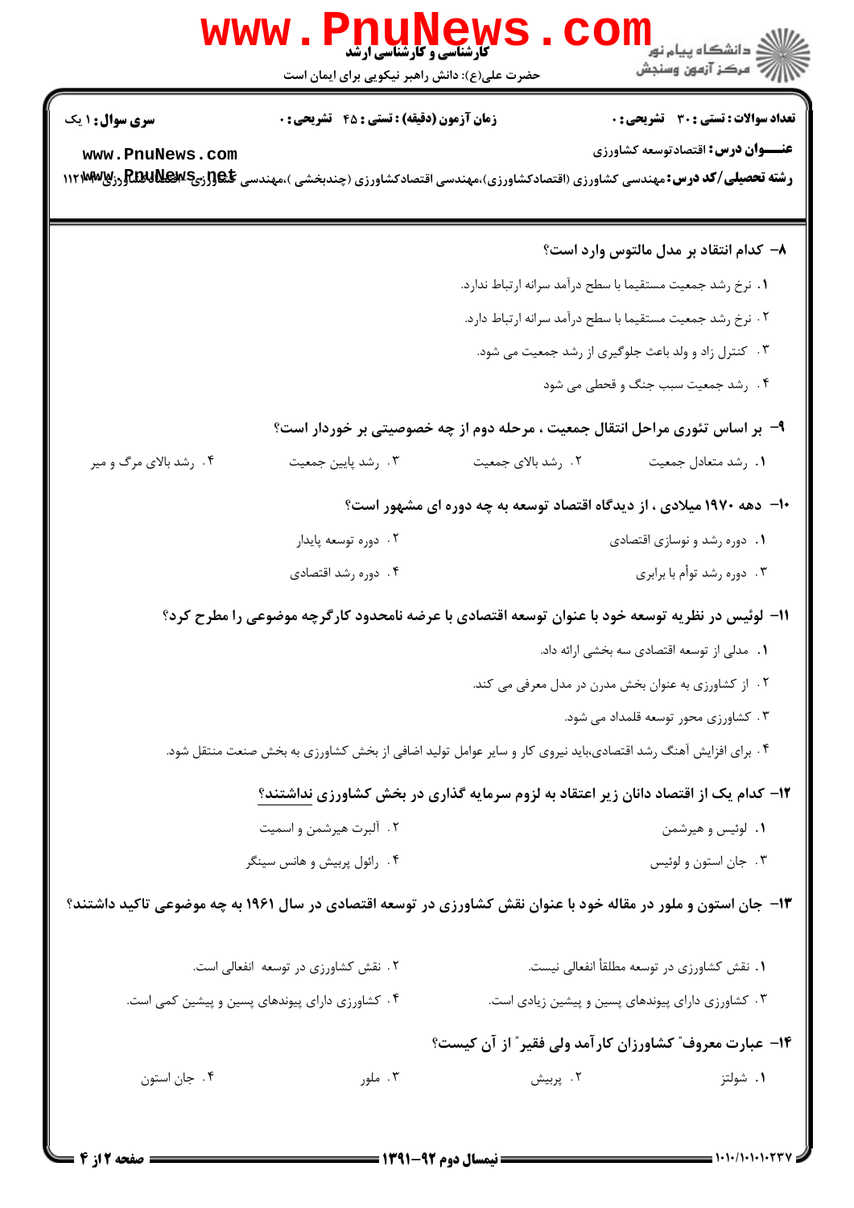**سری سوال:** ۱ یک | **زمان آزمون (دقیقه) : تستی :** ۴۵ **تشریحی :** ۰ | **تعداد سوالات : تستی :** ۳۰ **تشریحی :** ۰

**عنـــوان درس:** اقتصادتوسعه کشاورزی

**رشته تحصیلی/کد درس:** مهندسی کشاورزی (اقتصادکشاورزی)،مهندسی اقتصادکشاورزی (چندبخشی )،مهندسی کشاورزی-اقتصادکشاورزی ۱۱۲۱۱۲

**۸- کدام انتقاد بر مدل مالتوس وارد است؟**

۱. نرخ رشد جمعیت مستقیما با سطح درآمد سرانه ارتباط ندارد.

۲. نرخ رشد جمعیت مستقیما با سطح درآمد سرانه ارتباط دارد.

۳. کنترل زاد و ولد باعث جلوگیری از رشد جمعیت می شود.

۴. رشد جمعیت سبب جنگ و قحطی می شود

**۹- بر اساس تئوری مراحل انتقال جمعیت ، مرحله دوم از چه خصوصیتی بر خوردار است؟**

۱. رشد متعادل جمعیت
۲. رشد بالای جمعیت
۳. رشد پایین جمعیت
۴. رشد بالای مرگ و میر

**۱۰- دهه ۱۹۷۰ میلادی ، از دیدگاه اقتصاد توسعه به چه دوره ای مشهور است؟**

۱. دوره رشد و نوسازی اقتصادی
۲. دوره توسعه پایدار
۳. دوره رشد توأم با برابری
۴. دوره رشد اقتصادی

**۱۱- لوئیس در نظریه توسعه خود با عنوان توسعه اقتصادی با عرضه نامحدود کارگرچه موضوعی را مطرح کرد؟**

۱. مدلی از توسعه اقتصادی سه بخشی ارائه داد.

۲. از کشاورزی به عنوان بخش مدرن در مدل معرفی می کند.

۳. کشاورزی محور توسعه قلمداد می شود.

۴. برای افزایش آهنگ رشد اقتصادی،باید نیروی کار و سایر عوامل تولید اضافی از بخش کشاورزی به بخش صنعت منتقل شود.

**۱۲- کدام یک از اقتصاد دانان زیر اعتقاد به لزوم سرمایه گذاری در بخش کشاورزی نداشتند؟**

۱. لوئیس و هیرشمن
۲. آلبرت هیرشمن و اسمیت
۳. جان استون و لوئیس
۴. رائول پربیش و هانس سینگر

**۱۳- جان استون و ملور در مقاله خود با عنوان نقش کشاورزی در توسعه اقتصادی در سال ۱۹۶۱ به چه موضوعی تاکید داشتند؟**

۱. نقش کشاورزی در توسعه مطلقاً انفعالی نیست.
۲. نقش کشاورزی در توسعه انفعالی است.
۳. کشاورزی دارای پیوندهای پسین و پیشین زیادی است.
۴. کشاورزی دارای پیوندهای پسین و پیشین کمی است.

**۱۴- عبارت معروف" کشاورزان کارآمد ولی فقیر" از آن کیست؟**

۱. شولتز
۲. پربیش
۳. ملور
۴. جان استون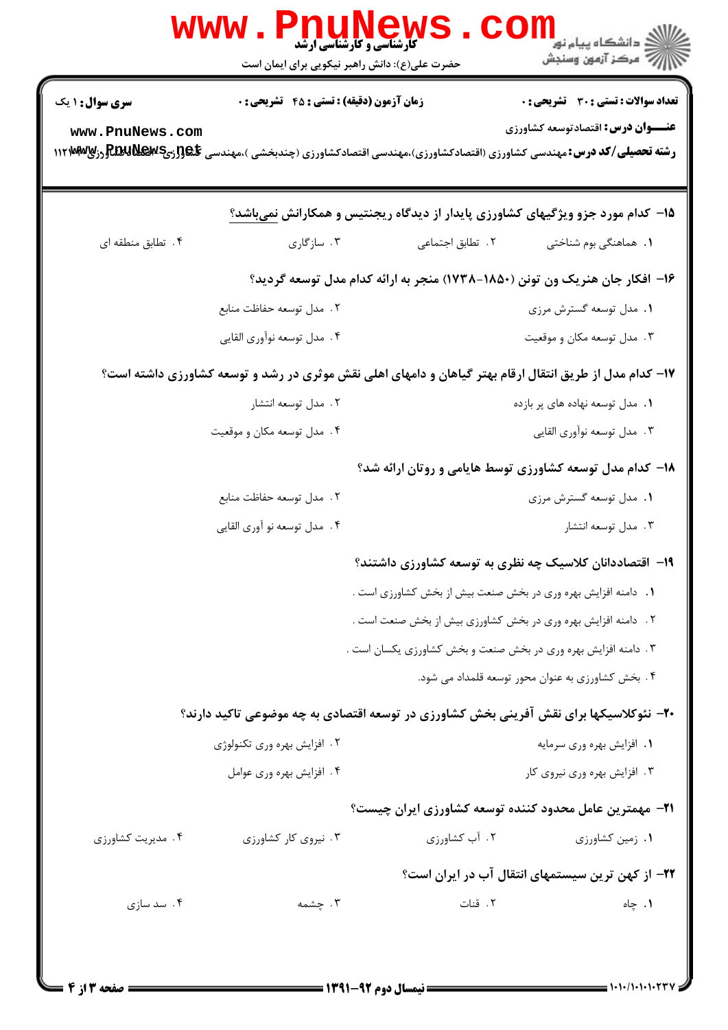**سری سوال:** ۱ یک

**زمان آزمون (دقیقه) : تستی : ۴۵ تشریحی : ۰**

**تعداد سوالات : تستی : ۳۰ تشریحی : ۰**

**عنـــوان درس:** اقتصادتوسعه کشاورزی

**رشته تحصیلی/کد درس:** مهندسی کشاورزی (اقتصادکشاورزی)،مهندسی اقتصادکشاورزی (چندبخشی )،مهندسی کشاورزی-اقتصادکشاورزی ۱۱۲۱۳۲۸

۱۵- کدام مورد جزو ویژگیهای کشاورزی پایدار از دیدگاه ریجنتیس و همکارانش نمی‌باشد؟

۱. هماهنگی بوم شناختی
۲. تطابق اجتماعی
۳. سازگاری
۴. تطابق منطقه ای

۱۶- افکار جان هنریک ون تونن (۱۸۵۰-۱۷۳۸) منجر به ارائه کدام مدل توسعه گردید؟

۱. مدل توسعه گسترش مرزی
۲. مدل توسعه حفاظت منابع
۳. مدل توسعه مکان و موقعیت
۴. مدل توسعه نوآوری القایی

۱۷- کدام مدل از طریق انتقال ارقام بهتر گیاهان و دامهای اهلی نقش موثری در رشد و توسعه کشاورزی داشته است؟

۱. مدل توسعه نهاده های پر بازده
۲. مدل توسعه انتشار
۳. مدل توسعه نوآوری القایی
۴. مدل توسعه مکان و موقعیت

۱۸- کدام مدل توسعه کشاورزی توسط هایامی و روتان ارائه شد؟

۱. مدل توسعه گسترش مرزی
۲. مدل توسعه حفاظت منابع
۳. مدل توسعه انتشار
۴. مدل توسعه نو آوری القایی

۱۹- اقتصاددانان کلاسیک چه نظری به توسعه کشاورزی داشتند؟

۱. دامنه افزایش بهره وری در بخش صنعت بیش از بخش کشاورزی است .
۲. دامنه افزایش بهره وری در بخش کشاورزی بیش از بخش صنعت است .
۳. دامنه افزایش بهره وری در بخش صنعت و بخش کشاورزی یکسان است .
۴. بخش کشاورزی به عنوان محور توسعه قلمداد می شود.

۲۰- نئوکلاسیکها برای نقش آفرینی بخش کشاورزی در توسعه اقتصادی به چه موضوعی تاکید دارند؟

۱. افزایش بهره وری سرمایه
۲. افزایش بهره وری تکنولوژی
۳. افزایش بهره وری نیروی کار
۴. افزایش بهره وری عوامل

۲۱- مهمترین عامل محدود کننده توسعه کشاورزی ایران چیست؟

۱. زمین کشاورزی
۲. آب کشاورزی
۳. نیروی کار کشاورزی
۴. مدیریت کشاورزی

۲۲- از کهن ترین سیستمهای انتقال آب در ایران است؟

۱. چاه
۲. قنات
۳. چشمه
۴. سد سازی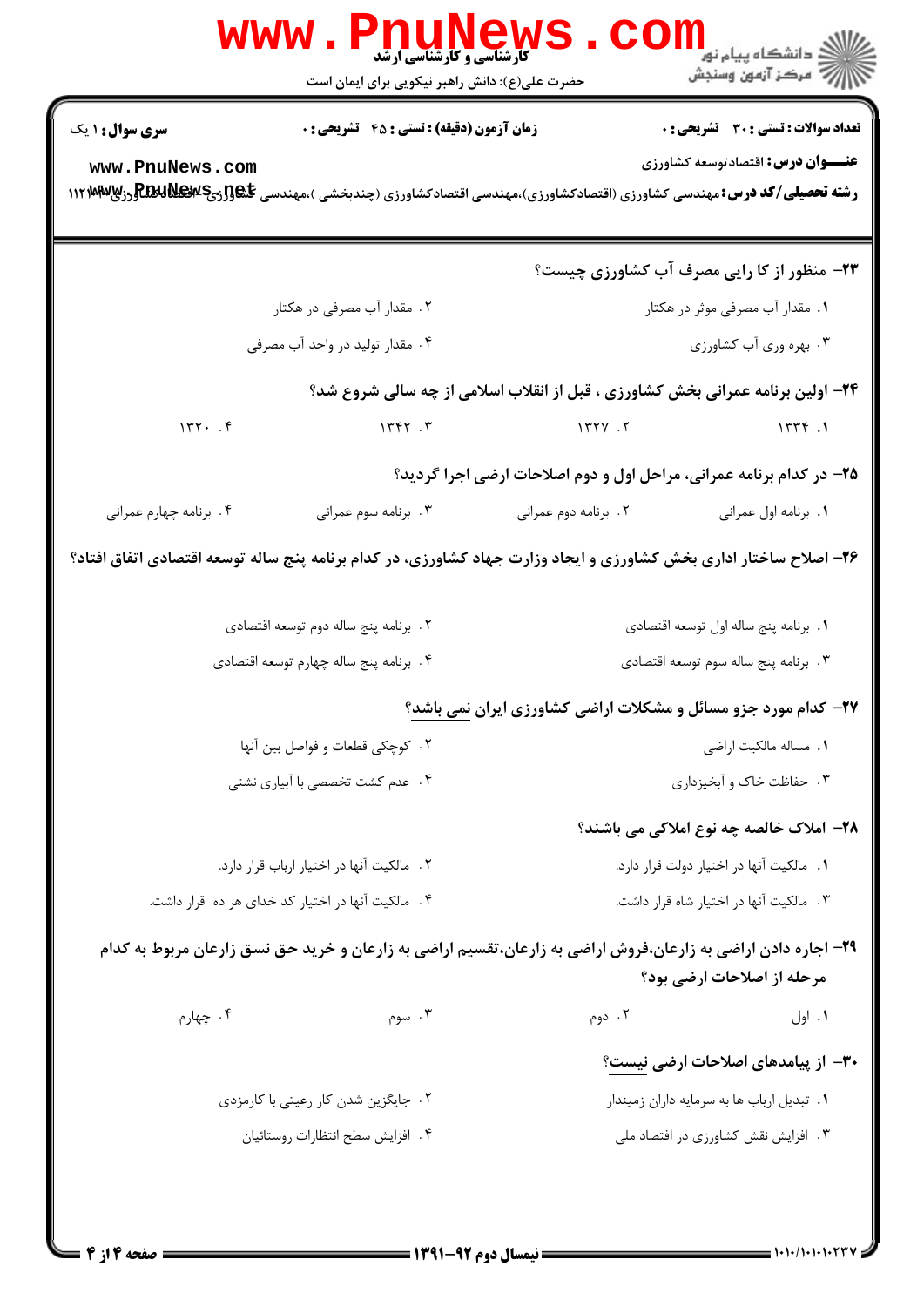**سری سوال:** ۱ یک

**زمان آزمون (دقیقه) : تستی : ۴۵ تشریحی : ۰**

**تعداد سوالات : تستی : ۳۰ تشریحی : ۰**

**عنـــوان درس:** اقتصادتوسعه کشاورزی

**رشته تحصیلی/کد درس:** مهندسی کشاورزی (اقتصادکشاورزی)،مهندسی اقتصادکشاورزی (چندبخشی )،مهندسی کشاورزی-اقتصادکشاورزی ۱۱۲۱۰۳۷

۲۳- منظور از کا رایی مصرف آب کشاورزی چیست؟

۱. مقدار آب مصرفی موثر در هکتار

۲. مقدار آب مصرفی در هکتار

۳. بهره وری آب کشاورزی

۴. مقدار تولید در واحد آب مصرفی

۲۴- اولین برنامه عمرانی بخش کشاورزی ، قبل از انقلاب اسلامی از چه سالی شروع شد؟

۱. ۱۳۳۴

۲. ۱۳۲۷

۳. ۱۳۴۲

۴. ۱۳۲۰

۲۵- در کدام برنامه عمرانی، مراحل اول و دوم اصلاحات ارضی اجرا گردید؟

۱. برنامه اول عمرانی

۲. برنامه دوم عمرانی

۳. برنامه سوم عمرانی

۴. برنامه چهارم عمرانی

۲۶- اصلاح ساختار اداری بخش کشاورزی و ایجاد وزارت جهاد کشاورزی، در کدام برنامه پنج ساله توسعه اقتصادی اتفاق افتاد؟

۱. برنامه پنج ساله اول توسعه اقتصادی

۲. برنامه پنج ساله دوم توسعه اقتصادی

۳. برنامه پنج ساله سوم توسعه اقتصادی

۴. برنامه پنج ساله چهارم توسعه اقتصادی

۲۷- کدام مورد جزو مسائل و مشکلات اراضی کشاورزی ایران نمی باشد؟

۱. مساله مالکیت اراضی

۲. کوچکی قطعات و فواصل بین آنها

۳. حفاظت خاک و آبخیزداری

۴. عدم کشت تخصصی با آبیاری نشتی

۲۸- املاک خالصه چه نوع املاکی می باشند؟

۱. مالکیت آنها در اختیار دولت قرار دارد.

۲. مالکیت آنها در اختیار ارباب قرار دارد.

۳. مالکیت آنها در اختیار شاه قرار داشت.

۴. مالکیت آنها در اختیار کد خدای هر ده قرار داشت.

۲۹- اجاره دادن اراضی به زارعان،فروش اراضی به زارعان،تقسیم اراضی به زارعان و خرید حق نسق زارعان مربوط به کدام مرحله از اصلاحات ارضی بود؟

۱. اول

۲. دوم

۳. سوم

۴. چهارم

۳۰- از پیامدهای اصلاحات ارضی نیست؟

۱. تبدیل ارباب ها به سرمایه داران زمیندار

۲. جایگزین شدن کار رعیتی با کارمزدی

۳. افزایش نقش کشاورزی در اقتصاد ملی

۴. افزایش سطح انتظارات روستائیان